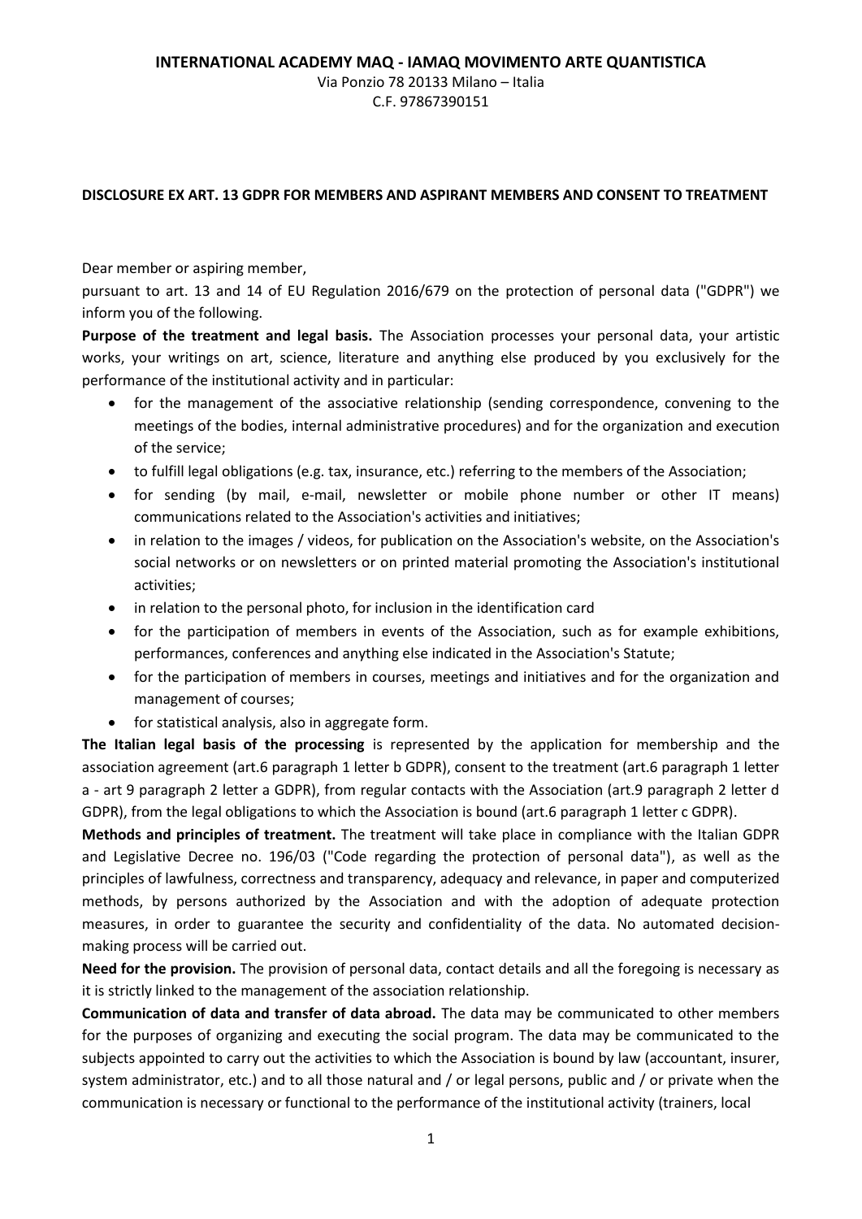**INTERNATIONAL ACADEMY MAQ - IAMAQ MOVIMENTO ARTE QUANTISTICA**

Via Ponzio 78 20133 Milano – Italia

C.F. 97867390151

**DISCLOSURE EX ART. 13 GDPR FOR MEMBERS AND ASPIRANT MEMBERS AND CONSENT TO TREATMENT**

Dear member or aspiring member,

pursuant to art. 13 and 14 of EU Regulation 2016/679 on the protection of personal data ("GDPR") we inform you of the following.

**Purpose of the treatment and legal basis.** The Association processes your personal data, your artistic works, your writings on art, science, literature and anything else produced by you exclusively for the performance of the institutional activity and in particular:

- for the management of the associative relationship (sending correspondence, convening to the meetings of the bodies, internal administrative procedures) and for the organization and execution of the service;
- to fulfill legal obligations (e.g. tax, insurance, etc.) referring to the members of the Association;
- for sending (by mail, e-mail, newsletter or mobile phone number or other IT means) communications related to the Association's activities and initiatives;
- in relation to the images / videos, for publication on the Association's website, on the Association's social networks or on newsletters or on printed material promoting the Association's institutional activities;
- in relation to the personal photo, for inclusion in the identification card
- for the participation of members in events of the Association, such as for example exhibitions, performances, conferences and anything else indicated in the Association's Statute;
- for the participation of members in courses, meetings and initiatives and for the organization and management of courses;
- for statistical analysis, also in aggregate form.

**The Italian legal basis of the processing** is represented by the application for membership and the association agreement (art.6 paragraph 1 letter b GDPR), consent to the treatment (art.6 paragraph 1 letter a - art 9 paragraph 2 letter a GDPR), from regular contacts with the Association (art.9 paragraph 2 letter d GDPR), from the legal obligations to which the Association is bound (art.6 paragraph 1 letter c GDPR).

**Methods and principles of treatment.** The treatment will take place in compliance with the Italian GDPR and Legislative Decree no. 196/03 ("Code regarding the protection of personal data"), as well as the principles of lawfulness, correctness and transparency, adequacy and relevance, in paper and computerized methods, by persons authorized by the Association and with the adoption of adequate protection measures, in order to guarantee the security and confidentiality of the data. No automated decision-making process will be carried out.

**Need for the provision.** The provision of personal data, contact details and all the foregoing is necessary as it is strictly linked to the management of the association relationship.

**Communication of data and transfer of data abroad.** The data may be communicated to other members for the purposes of organizing and executing the social program. The data may be communicated to the subjects appointed to carry out the activities to which the Association is bound by law (accountant, insurer, system administrator, etc.) and to all those natural and / or legal persons, public and / or private when the communication is necessary or functional to the performance of the institutional activity (trainers, local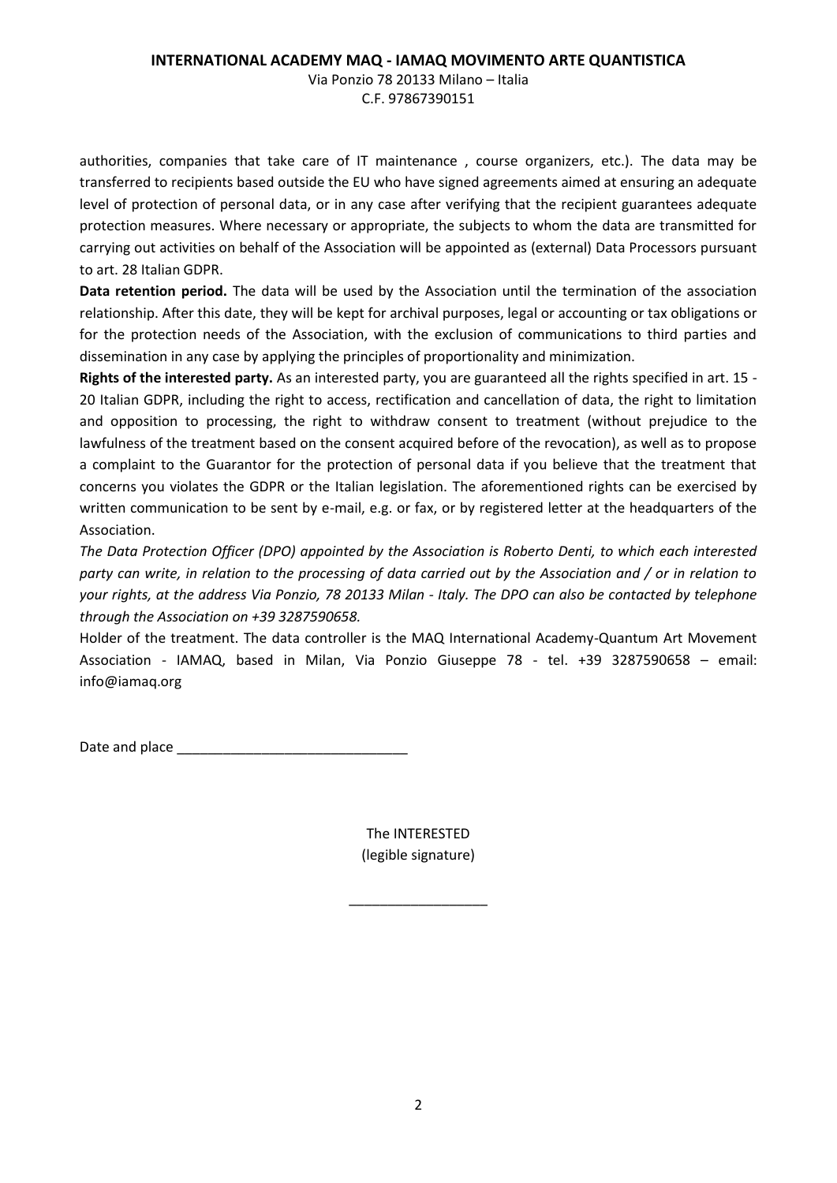authorities, companies that take care of IT maintenance , course organizers, etc.). The data may be transferred to recipients based outside the EU who have signed agreements aimed at ensuring an adequate level of protection of personal data, or in any case after verifying that the recipient guarantees adequate protection measures. Where necessary or appropriate, the subjects to whom the data are transmitted for carrying out activities on behalf of the Association will be appointed as (external) Data Processors pursuant to art. 28 Italian GDPR.

**Data retention period.** The data will be used by the Association until the termination of the association relationship. After this date, they will be kept for archival purposes, legal or accounting or tax obligations or for the protection needs of the Association, with the exclusion of communications to third parties and dissemination in any case by applying the principles of proportionality and minimization.

**Rights of the interested party.** As an interested party, you are guaranteed all the rights specified in art. 15 - 20 Italian GDPR, including the right to access, rectification and cancellation of data, the right to limitation and opposition to processing, the right to withdraw consent to treatment (without prejudice to the lawfulness of the treatment based on the consent acquired before of the revocation), as well as to propose a complaint to the Guarantor for the protection of personal data if you believe that the treatment that concerns you violates the GDPR or the Italian legislation. The aforementioned rights can be exercised by written communication to be sent by e-mail, e.g. or fax, or by registered letter at the headquarters of the Association.

*The Data Protection Officer (DPO) appointed by the Association is Roberto Denti, to which each interested party can write, in relation to the processing of data carried out by the Association and / or in relation to your rights, at the address Via Ponzio, 78 20133 Milan - Italy. The DPO can also be contacted by telephone through the Association on +39 3287590658.*

Holder of the treatment. The data controller is the MAQ International Academy-Quantum Art Movement Association - IAMAQ, based in Milan, Via Ponzio Giuseppe 78 - tel. +39 3287590658 – email: info@iamaq.org

Date and place ______________________________

The INTERESTED
(legible signature)

__________________